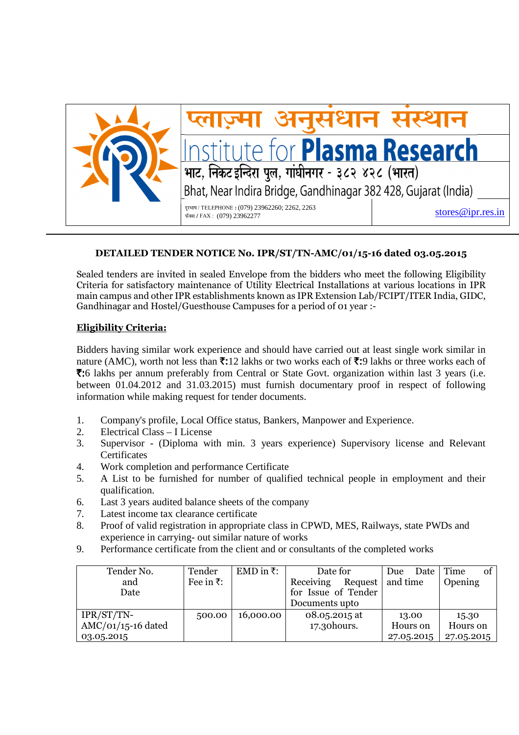प्लाज़्मा अनुसंधान संस्थान

# Institute for **Plasma Research**

भाट, निकट इन्दिरा पुल, गांधीनगर - ३८२ ४२८ (भारत)

Bhat, Near Indira Bridge, Gandhinagar 382 428, Gujarat (India)

दूरभाष / TELEPHONE : (079) 23962260; 2262, 2263
फ़ैक्स / FAX : (079) 23962277

stores@ipr.res.in

**DETAILED TENDER NOTICE No. IPR/ST/TN-AMC/01/15-16 dated 03.05.2015**

Sealed tenders are invited in sealed Envelope from the bidders who meet the following Eligibility Criteria for satisfactory maintenance of Utility Electrical Installations at various locations in IPR main campus and other IPR establishments known as IPR Extension Lab/FCIPT/ITER India, GIDC, Gandhinagar and Hostel/Guesthouse Campuses for a period of 01 year :-

## Eligibility Criteria:

Bidders having similar work experience and should have carried out at least single work similar in nature (AMC), worth not less than **₹:**12 lakhs or two works each of **₹:**9 lakhs or three works each of **₹:**6 lakhs per annum preferably from Central or State Govt. organization within last 3 years (i.e. between 01.04.2012 and 31.03.2015) must furnish documentary proof in respect of following information while making request for tender documents.

1. Company's profile, Local Office status, Bankers, Manpower and Experience.
2. Electrical Class – I License
3. Supervisor - (Diploma with min. 3 years experience) Supervisory license and Relevant Certificates
4. Work completion and performance Certificate
5. A List to be furnished for number of qualified technical people in employment and their qualification.
6. Last 3 years audited balance sheets of the company
7. Latest income tax clearance certificate
8. Proof of valid registration in appropriate class in CPWD, MES, Railways, state PWDs and experience in carrying- out similar nature of works
9. Performance certificate from the client and or consultants of the completed works

| Tender No. and Date | Tender Fee in ₹: | EMD in ₹: | Date for Receiving Request for Issue of Tender Documents upto | Due Date and time | Time of Opening |
|---|---|---|---|---|---|
| IPR/ST/TN-AMC/01/15-16 dated 03.05.2015 | 500.00 | 16,000.00 | 08.05.2015 at 17.30hours. | 13.00 Hours on 27.05.2015 | 15.30 Hours on 27.05.2015 |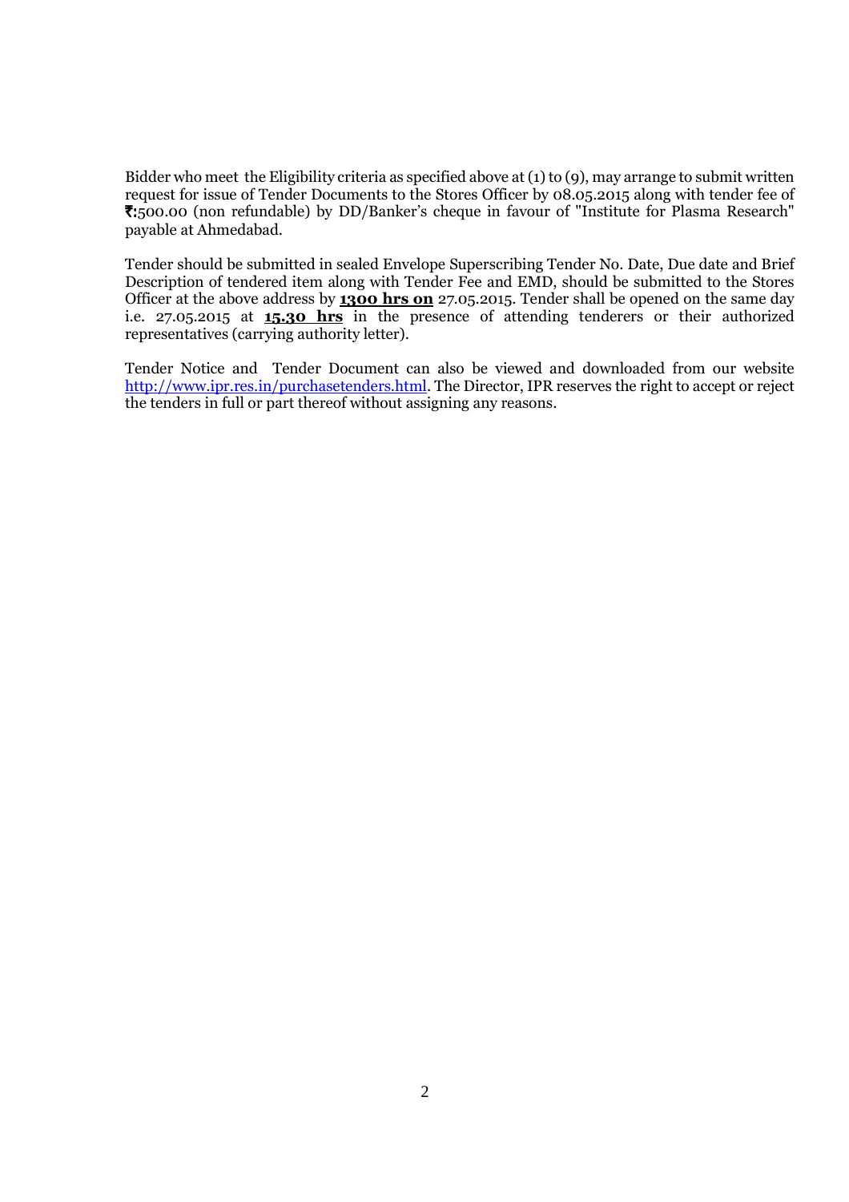Bidder who meet the Eligibility criteria as specified above at (1) to (9), may arrange to submit written request for issue of Tender Documents to the Stores Officer by 08.05.2015 along with tender fee of ₹:500.00 (non refundable) by DD/Banker's cheque in favour of "Institute for Plasma Research" payable at Ahmedabad.

Tender should be submitted in sealed Envelope Superscribing Tender No. Date, Due date and Brief Description of tendered item along with Tender Fee and EMD, should be submitted to the Stores Officer at the above address by **1300 hrs on** 27.05.2015. Tender shall be opened on the same day i.e. 27.05.2015 at **15.30 hrs** in the presence of attending tenderers or their authorized representatives (carrying authority letter).

Tender Notice and Tender Document can also be viewed and downloaded from our website http://www.ipr.res.in/purchasetenders.html. The Director, IPR reserves the right to accept or reject the tenders in full or part thereof without assigning any reasons.